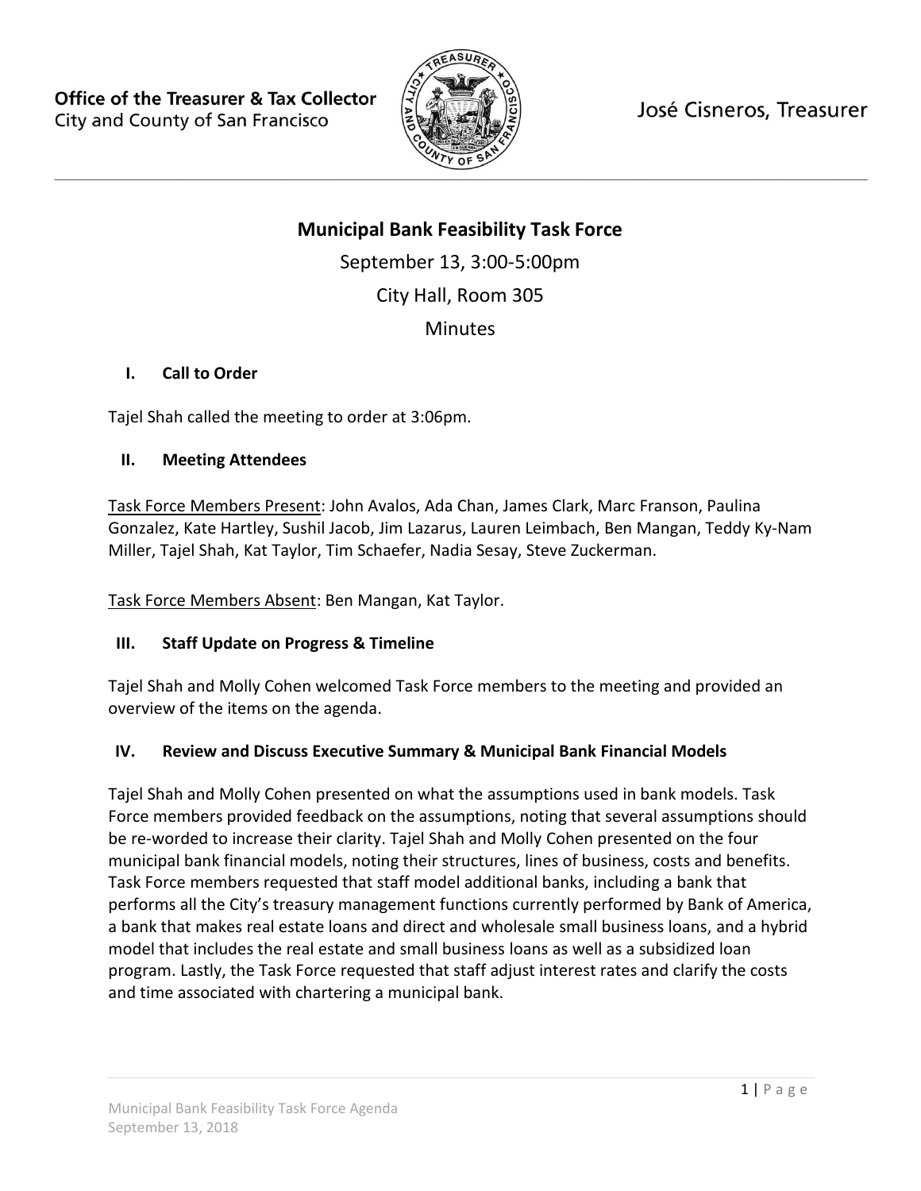**Office of the Treasurer & Tax Collector**
City and County of San Francisco

José Cisneros, Treasurer

# Municipal Bank Feasibility Task Force

September 13, 3:00-5:00pm

City Hall, Room 305

Minutes

## I. Call to Order

Tajel Shah called the meeting to order at 3:06pm.

## II. Meeting Attendees

<u>Task Force Members Present</u>: John Avalos, Ada Chan, James Clark, Marc Franson, Paulina Gonzalez, Kate Hartley, Sushil Jacob, Jim Lazarus, Lauren Leimbach, Ben Mangan, Teddy Ky-Nam Miller, Tajel Shah, Kat Taylor, Tim Schaefer, Nadia Sesay, Steve Zuckerman.

<u>Task Force Members Absent</u>: Ben Mangan, Kat Taylor.

## III. Staff Update on Progress & Timeline

Tajel Shah and Molly Cohen welcomed Task Force members to the meeting and provided an overview of the items on the agenda.

## IV. Review and Discuss Executive Summary & Municipal Bank Financial Models

Tajel Shah and Molly Cohen presented on what the assumptions used in bank models. Task Force members provided feedback on the assumptions, noting that several assumptions should be re-worded to increase their clarity. Tajel Shah and Molly Cohen presented on the four municipal bank financial models, noting their structures, lines of business, costs and benefits. Task Force members requested that staff model additional banks, including a bank that performs all the City's treasury management functions currently performed by Bank of America, a bank that makes real estate loans and direct and wholesale small business loans, and a hybrid model that includes the real estate and small business loans as well as a subsidized loan program. Lastly, the Task Force requested that staff adjust interest rates and clarify the costs and time associated with chartering a municipal bank.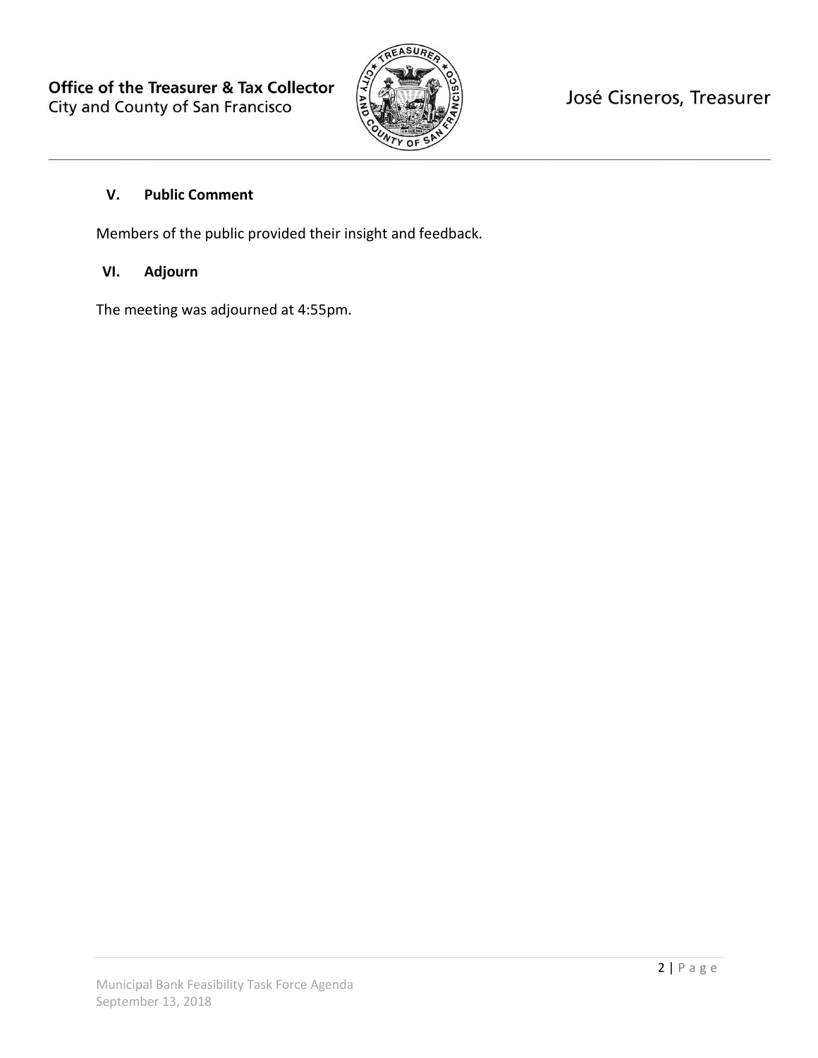## V. Public Comment

Members of the public provided their insight and feedback.

## VI. Adjourn

The meeting was adjourned at 4:55pm.